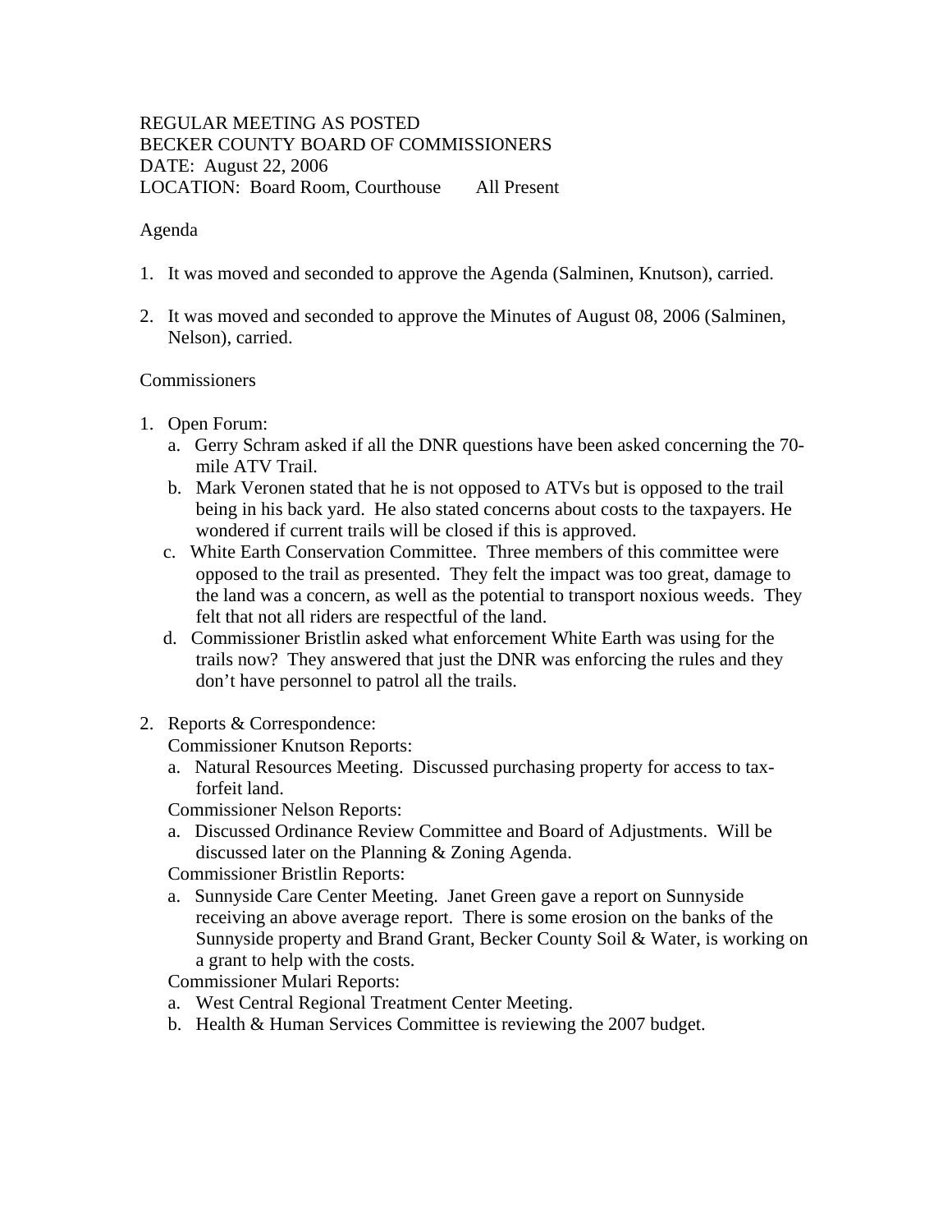REGULAR MEETING AS POSTED
BECKER COUNTY BOARD OF COMMISSIONERS
DATE: August 22, 2006
LOCATION: Board Room, Courthouse All Present

Agenda

1. It was moved and seconded to approve the Agenda (Salminen, Knutson), carried.

2. It was moved and seconded to approve the Minutes of August 08, 2006 (Salminen, Nelson), carried.

Commissioners

1. Open Forum:
   a. Gerry Schram asked if all the DNR questions have been asked concerning the 70-mile ATV Trail.
   b. Mark Veronen stated that he is not opposed to ATVs but is opposed to the trail being in his back yard. He also stated concerns about costs to the taxpayers. He wondered if current trails will be closed if this is approved.
   c. White Earth Conservation Committee. Three members of this committee were opposed to the trail as presented. They felt the impact was too great, damage to the land was a concern, as well as the potential to transport noxious weeds. They felt that not all riders are respectful of the land.
   d. Commissioner Bristlin asked what enforcement White Earth was using for the trails now? They answered that just the DNR was enforcing the rules and they don't have personnel to patrol all the trails.

2. Reports & Correspondence:
   Commissioner Knutson Reports:
   a. Natural Resources Meeting. Discussed purchasing property for access to tax-forfeit land.
   
   Commissioner Nelson Reports:
   a. Discussed Ordinance Review Committee and Board of Adjustments. Will be discussed later on the Planning & Zoning Agenda.
   
   Commissioner Bristlin Reports:
   a. Sunnyside Care Center Meeting. Janet Green gave a report on Sunnyside receiving an above average report. There is some erosion on the banks of the Sunnyside property and Brand Grant, Becker County Soil & Water, is working on a grant to help with the costs.
   
   Commissioner Mulari Reports:
   a. West Central Regional Treatment Center Meeting.
   b. Health & Human Services Committee is reviewing the 2007 budget.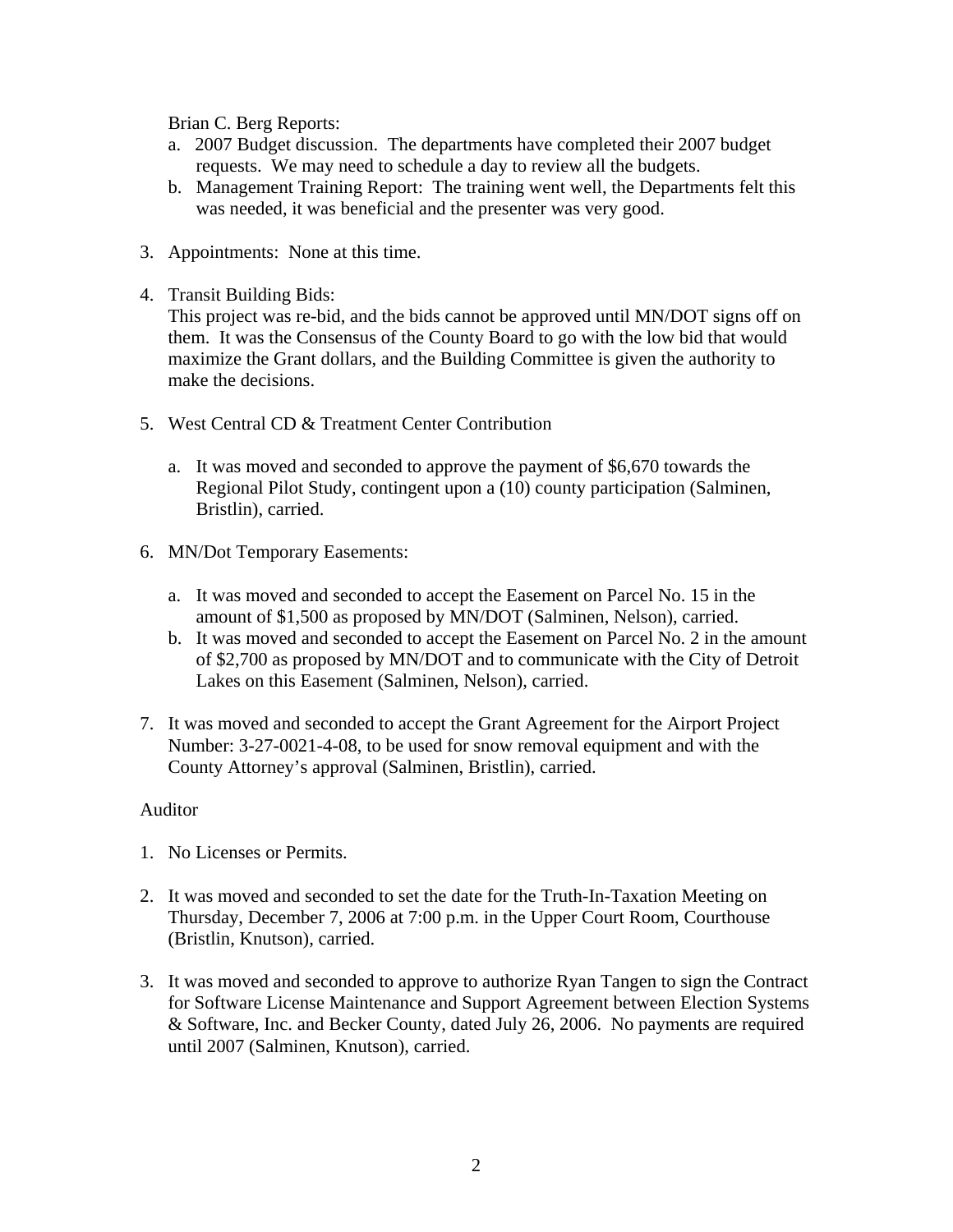Brian C. Berg Reports:

a. 2007 Budget discussion. The departments have completed their 2007 budget requests. We may need to schedule a day to review all the budgets.
b. Management Training Report: The training went well, the Departments felt this was needed, it was beneficial and the presenter was very good.

3. Appointments: None at this time.

4. Transit Building Bids:
   This project was re-bid, and the bids cannot be approved until MN/DOT signs off on them. It was the Consensus of the County Board to go with the low bid that would maximize the Grant dollars, and the Building Committee is given the authority to make the decisions.

5. West Central CD & Treatment Center Contribution

   a. It was moved and seconded to approve the payment of $6,670 towards the Regional Pilot Study, contingent upon a (10) county participation (Salminen, Bristlin), carried.

6. MN/Dot Temporary Easements:

   a. It was moved and seconded to accept the Easement on Parcel No. 15 in the amount of $1,500 as proposed by MN/DOT (Salminen, Nelson), carried.
   b. It was moved and seconded to accept the Easement on Parcel No. 2 in the amount of $2,700 as proposed by MN/DOT and to communicate with the City of Detroit Lakes on this Easement (Salminen, Nelson), carried.

7. It was moved and seconded to accept the Grant Agreement for the Airport Project Number: 3-27-0021-4-08, to be used for snow removal equipment and with the County Attorney's approval (Salminen, Bristlin), carried.

Auditor

1. No Licenses or Permits.

2. It was moved and seconded to set the date for the Truth-In-Taxation Meeting on Thursday, December 7, 2006 at 7:00 p.m. in the Upper Court Room, Courthouse (Bristlin, Knutson), carried.

3. It was moved and seconded to approve to authorize Ryan Tangen to sign the Contract for Software License Maintenance and Support Agreement between Election Systems & Software, Inc. and Becker County, dated July 26, 2006. No payments are required until 2007 (Salminen, Knutson), carried.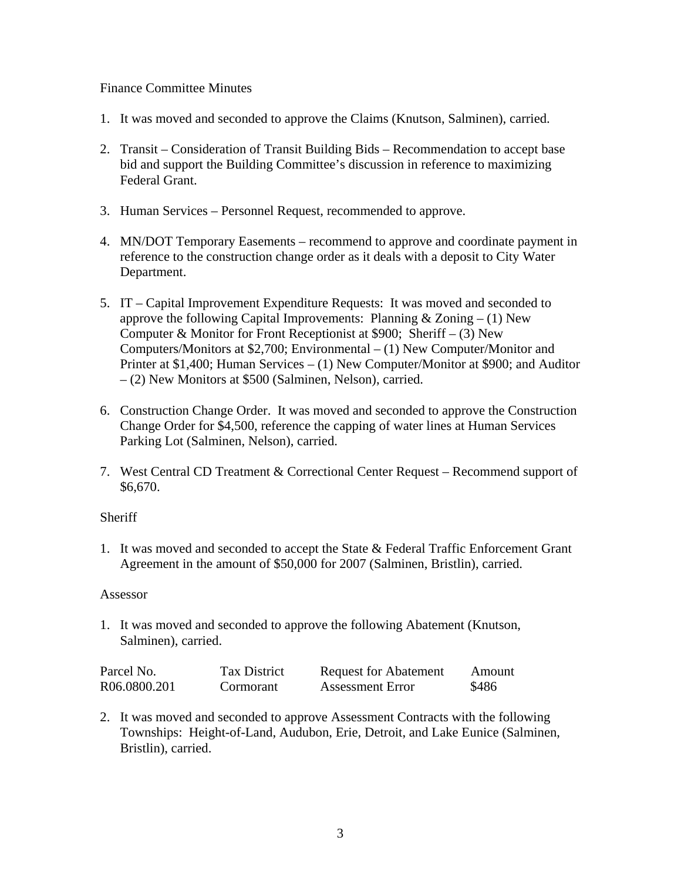Finance Committee Minutes

1. It was moved and seconded to approve the Claims (Knutson, Salminen), carried.

2. Transit – Consideration of Transit Building Bids – Recommendation to accept base bid and support the Building Committee's discussion in reference to maximizing Federal Grant.

3. Human Services – Personnel Request, recommended to approve.

4. MN/DOT Temporary Easements – recommend to approve and coordinate payment in reference to the construction change order as it deals with a deposit to City Water Department.

5. IT – Capital Improvement Expenditure Requests: It was moved and seconded to approve the following Capital Improvements: Planning & Zoning – (1) New Computer & Monitor for Front Receptionist at $900; Sheriff – (3) New Computers/Monitors at $2,700; Environmental – (1) New Computer/Monitor and Printer at $1,400; Human Services – (1) New Computer/Monitor at $900; and Auditor – (2) New Monitors at $500 (Salminen, Nelson), carried.

6. Construction Change Order. It was moved and seconded to approve the Construction Change Order for $4,500, reference the capping of water lines at Human Services Parking Lot (Salminen, Nelson), carried.

7. West Central CD Treatment & Correctional Center Request – Recommend support of $6,670.

Sheriff

1. It was moved and seconded to accept the State & Federal Traffic Enforcement Grant Agreement in the amount of $50,000 for 2007 (Salminen, Bristlin), carried.

Assessor

1. It was moved and seconded to approve the following Abatement (Knutson, Salminen), carried.

| Parcel No. | Tax District | Request for Abatement | Amount |
|---|---|---|---|
| R06.0800.201 | Cormorant | Assessment Error | $486 |

2. It was moved and seconded to approve Assessment Contracts with the following Townships: Height-of-Land, Audubon, Erie, Detroit, and Lake Eunice (Salminen, Bristlin), carried.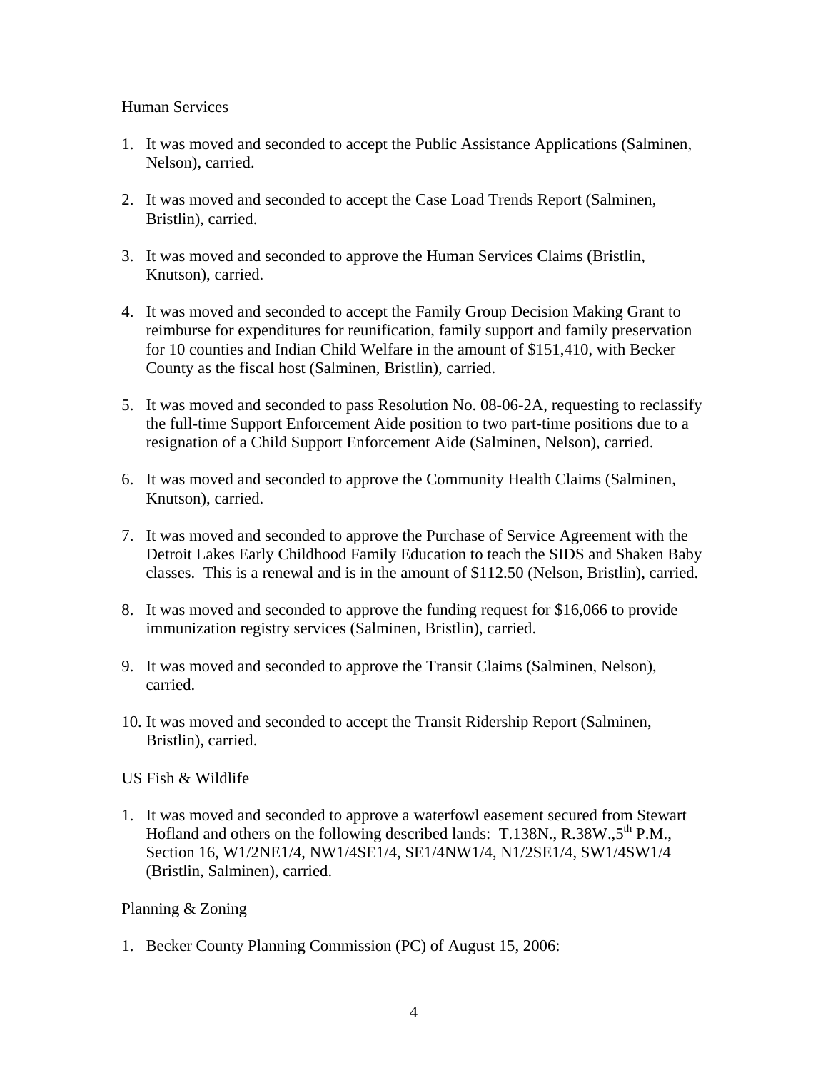Human Services

1. It was moved and seconded to accept the Public Assistance Applications (Salminen, Nelson), carried.

2. It was moved and seconded to accept the Case Load Trends Report (Salminen, Bristlin), carried.

3. It was moved and seconded to approve the Human Services Claims (Bristlin, Knutson), carried.

4. It was moved and seconded to accept the Family Group Decision Making Grant to reimburse for expenditures for reunification, family support and family preservation for 10 counties and Indian Child Welfare in the amount of $151,410, with Becker County as the fiscal host (Salminen, Bristlin), carried.

5. It was moved and seconded to pass Resolution No. 08-06-2A, requesting to reclassify the full-time Support Enforcement Aide position to two part-time positions due to a resignation of a Child Support Enforcement Aide (Salminen, Nelson), carried.

6. It was moved and seconded to approve the Community Health Claims (Salminen, Knutson), carried.

7. It was moved and seconded to approve the Purchase of Service Agreement with the Detroit Lakes Early Childhood Family Education to teach the SIDS and Shaken Baby classes. This is a renewal and is in the amount of $112.50 (Nelson, Bristlin), carried.

8. It was moved and seconded to approve the funding request for $16,066 to provide immunization registry services (Salminen, Bristlin), carried.

9. It was moved and seconded to approve the Transit Claims (Salminen, Nelson), carried.

10. It was moved and seconded to accept the Transit Ridership Report (Salminen, Bristlin), carried.

US Fish & Wildlife

1. It was moved and seconded to approve a waterfowl easement secured from Stewart Hofland and others on the following described lands: T.138N., R.38W.,5th P.M., Section 16, W1/2NE1/4, NW1/4SE1/4, SE1/4NW1/4, N1/2SE1/4, SW1/4SW1/4 (Bristlin, Salminen), carried.

Planning & Zoning

1. Becker County Planning Commission (PC) of August 15, 2006: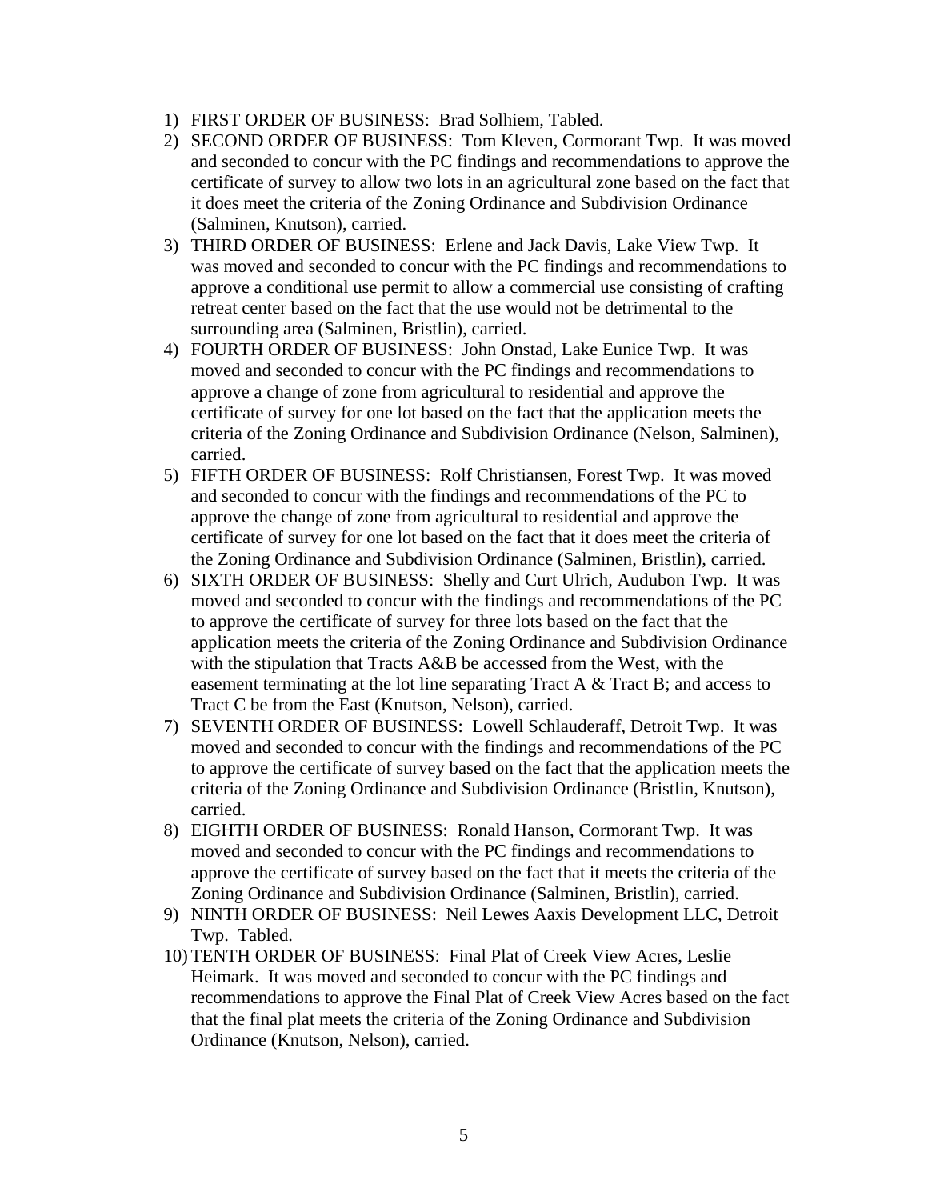1) FIRST ORDER OF BUSINESS: Brad Solhiem, Tabled.
2) SECOND ORDER OF BUSINESS: Tom Kleven, Cormorant Twp. It was moved and seconded to concur with the PC findings and recommendations to approve the certificate of survey to allow two lots in an agricultural zone based on the fact that it does meet the criteria of the Zoning Ordinance and Subdivision Ordinance (Salminen, Knutson), carried.
3) THIRD ORDER OF BUSINESS: Erlene and Jack Davis, Lake View Twp. It was moved and seconded to concur with the PC findings and recommendations to approve a conditional use permit to allow a commercial use consisting of crafting retreat center based on the fact that the use would not be detrimental to the surrounding area (Salminen, Bristlin), carried.
4) FOURTH ORDER OF BUSINESS: John Onstad, Lake Eunice Twp. It was moved and seconded to concur with the PC findings and recommendations to approve a change of zone from agricultural to residential and approve the certificate of survey for one lot based on the fact that the application meets the criteria of the Zoning Ordinance and Subdivision Ordinance (Nelson, Salminen), carried.
5) FIFTH ORDER OF BUSINESS: Rolf Christiansen, Forest Twp. It was moved and seconded to concur with the findings and recommendations of the PC to approve the change of zone from agricultural to residential and approve the certificate of survey for one lot based on the fact that it does meet the criteria of the Zoning Ordinance and Subdivision Ordinance (Salminen, Bristlin), carried.
6) SIXTH ORDER OF BUSINESS: Shelly and Curt Ulrich, Audubon Twp. It was moved and seconded to concur with the findings and recommendations of the PC to approve the certificate of survey for three lots based on the fact that the application meets the criteria of the Zoning Ordinance and Subdivision Ordinance with the stipulation that Tracts A&B be accessed from the West, with the easement terminating at the lot line separating Tract A & Tract B; and access to Tract C be from the East (Knutson, Nelson), carried.
7) SEVENTH ORDER OF BUSINESS: Lowell Schlauderaff, Detroit Twp. It was moved and seconded to concur with the findings and recommendations of the PC to approve the certificate of survey based on the fact that the application meets the criteria of the Zoning Ordinance and Subdivision Ordinance (Bristlin, Knutson), carried.
8) EIGHTH ORDER OF BUSINESS: Ronald Hanson, Cormorant Twp. It was moved and seconded to concur with the PC findings and recommendations to approve the certificate of survey based on the fact that it meets the criteria of the Zoning Ordinance and Subdivision Ordinance (Salminen, Bristlin), carried.
9) NINTH ORDER OF BUSINESS: Neil Lewes Aaxis Development LLC, Detroit Twp. Tabled.
10) TENTH ORDER OF BUSINESS: Final Plat of Creek View Acres, Leslie Heimark. It was moved and seconded to concur with the PC findings and recommendations to approve the Final Plat of Creek View Acres based on the fact that the final plat meets the criteria of the Zoning Ordinance and Subdivision Ordinance (Knutson, Nelson), carried.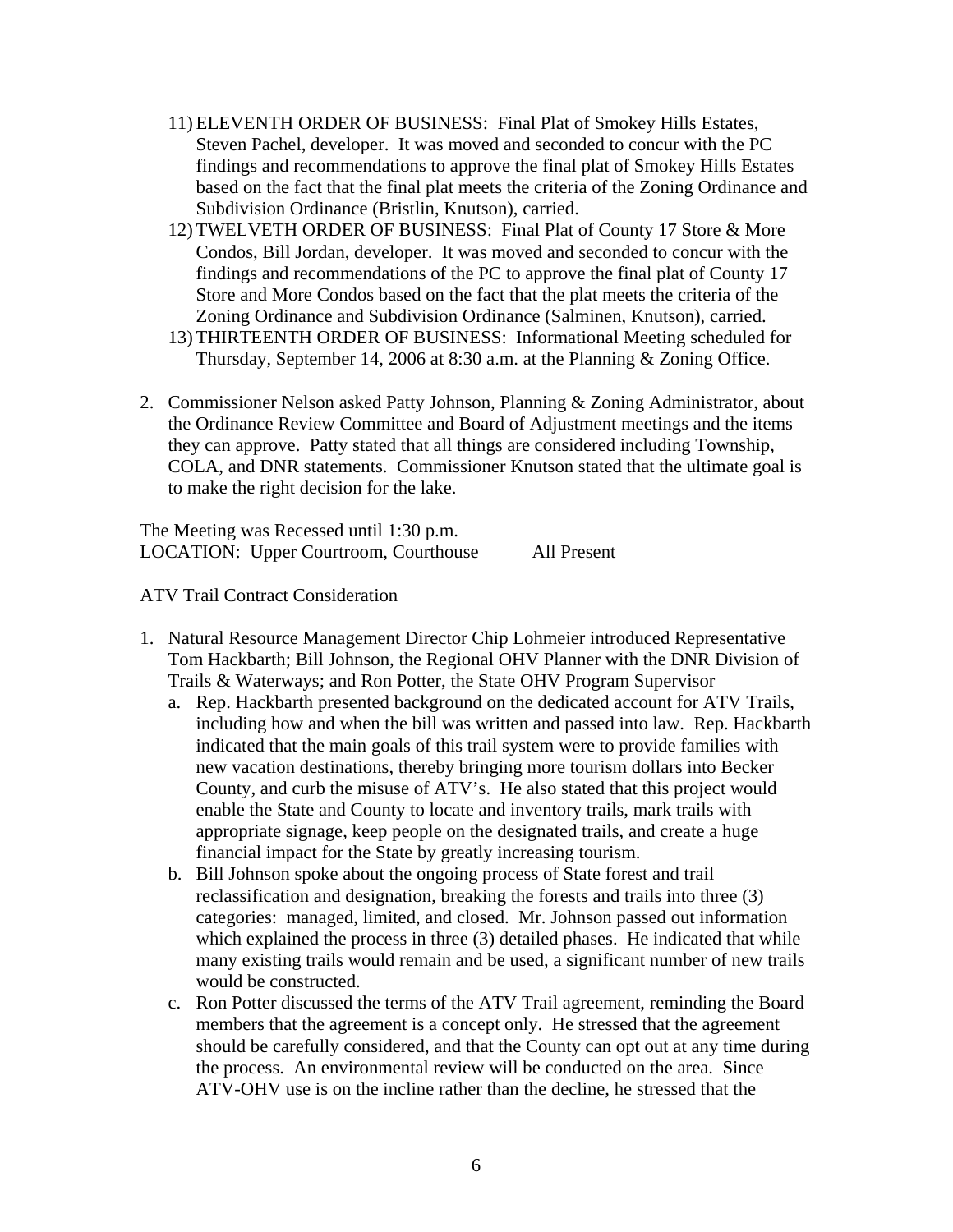11) ELEVENTH ORDER OF BUSINESS: Final Plat of Smokey Hills Estates, Steven Pachel, developer. It was moved and seconded to concur with the PC findings and recommendations to approve the final plat of Smokey Hills Estates based on the fact that the final plat meets the criteria of the Zoning Ordinance and Subdivision Ordinance (Bristlin, Knutson), carried.
12) TWELVETH ORDER OF BUSINESS: Final Plat of County 17 Store & More Condos, Bill Jordan, developer. It was moved and seconded to concur with the findings and recommendations of the PC to approve the final plat of County 17 Store and More Condos based on the fact that the plat meets the criteria of the Zoning Ordinance and Subdivision Ordinance (Salminen, Knutson), carried.
13) THIRTEENTH ORDER OF BUSINESS: Informational Meeting scheduled for Thursday, September 14, 2006 at 8:30 a.m. at the Planning & Zoning Office.

2. Commissioner Nelson asked Patty Johnson, Planning & Zoning Administrator, about the Ordinance Review Committee and Board of Adjustment meetings and the items they can approve. Patty stated that all things are considered including Township, COLA, and DNR statements. Commissioner Knutson stated that the ultimate goal is to make the right decision for the lake.

The Meeting was Recessed until 1:30 p.m.
LOCATION: Upper Courtroom, Courthouse All Present

ATV Trail Contract Consideration

1. Natural Resource Management Director Chip Lohmeier introduced Representative Tom Hackbarth; Bill Johnson, the Regional OHV Planner with the DNR Division of Trails & Waterways; and Ron Potter, the State OHV Program Supervisor
   a. Rep. Hackbarth presented background on the dedicated account for ATV Trails, including how and when the bill was written and passed into law. Rep. Hackbarth indicated that the main goals of this trail system were to provide families with new vacation destinations, thereby bringing more tourism dollars into Becker County, and curb the misuse of ATV's. He also stated that this project would enable the State and County to locate and inventory trails, mark trails with appropriate signage, keep people on the designated trails, and create a huge financial impact for the State by greatly increasing tourism.
   b. Bill Johnson spoke about the ongoing process of State forest and trail reclassification and designation, breaking the forests and trails into three (3) categories: managed, limited, and closed. Mr. Johnson passed out information which explained the process in three (3) detailed phases. He indicated that while many existing trails would remain and be used, a significant number of new trails would be constructed.
   c. Ron Potter discussed the terms of the ATV Trail agreement, reminding the Board members that the agreement is a concept only. He stressed that the agreement should be carefully considered, and that the County can opt out at any time during the process. An environmental review will be conducted on the area. Since ATV-OHV use is on the incline rather than the decline, he stressed that the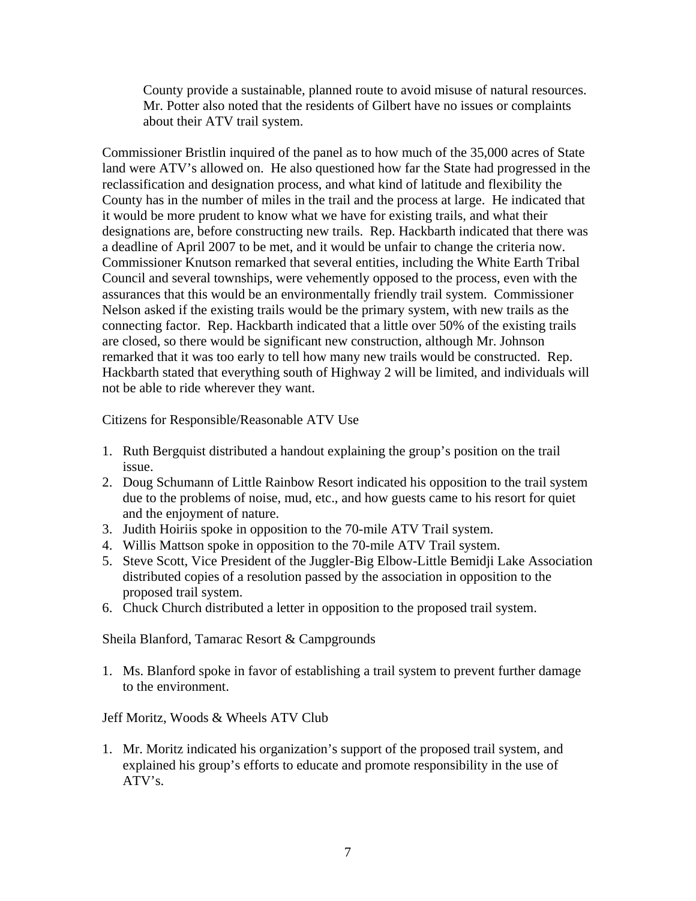County provide a sustainable, planned route to avoid misuse of natural resources. Mr. Potter also noted that the residents of Gilbert have no issues or complaints about their ATV trail system.

Commissioner Bristlin inquired of the panel as to how much of the 35,000 acres of State land were ATV's allowed on. He also questioned how far the State had progressed in the reclassification and designation process, and what kind of latitude and flexibility the County has in the number of miles in the trail and the process at large. He indicated that it would be more prudent to know what we have for existing trails, and what their designations are, before constructing new trails. Rep. Hackbarth indicated that there was a deadline of April 2007 to be met, and it would be unfair to change the criteria now. Commissioner Knutson remarked that several entities, including the White Earth Tribal Council and several townships, were vehemently opposed to the process, even with the assurances that this would be an environmentally friendly trail system. Commissioner Nelson asked if the existing trails would be the primary system, with new trails as the connecting factor. Rep. Hackbarth indicated that a little over 50% of the existing trails are closed, so there would be significant new construction, although Mr. Johnson remarked that it was too early to tell how many new trails would be constructed. Rep. Hackbarth stated that everything south of Highway 2 will be limited, and individuals will not be able to ride wherever they want.

Citizens for Responsible/Reasonable ATV Use

1. Ruth Bergquist distributed a handout explaining the group's position on the trail issue.
2. Doug Schumann of Little Rainbow Resort indicated his opposition to the trail system due to the problems of noise, mud, etc., and how guests came to his resort for quiet and the enjoyment of nature.
3. Judith Hoiriis spoke in opposition to the 70-mile ATV Trail system.
4. Willis Mattson spoke in opposition to the 70-mile ATV Trail system.
5. Steve Scott, Vice President of the Juggler-Big Elbow-Little Bemidji Lake Association distributed copies of a resolution passed by the association in opposition to the proposed trail system.
6. Chuck Church distributed a letter in opposition to the proposed trail system.

Sheila Blanford, Tamarac Resort & Campgrounds

1. Ms. Blanford spoke in favor of establishing a trail system to prevent further damage to the environment.

Jeff Moritz, Woods & Wheels ATV Club

1. Mr. Moritz indicated his organization's support of the proposed trail system, and explained his group's efforts to educate and promote responsibility in the use of ATV's.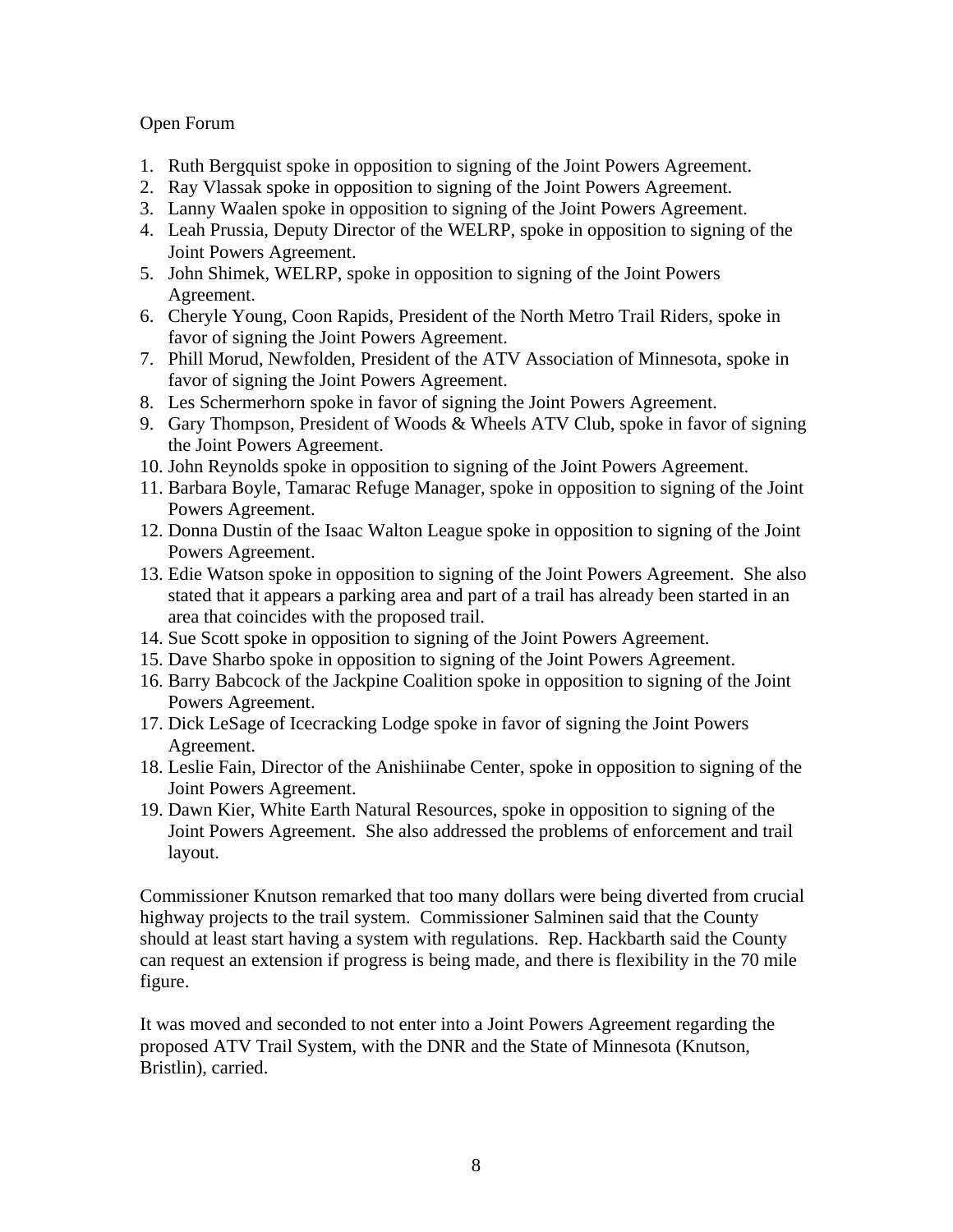Open Forum

1. Ruth Bergquist spoke in opposition to signing of the Joint Powers Agreement.
2. Ray Vlassak spoke in opposition to signing of the Joint Powers Agreement.
3. Lanny Waalen spoke in opposition to signing of the Joint Powers Agreement.
4. Leah Prussia, Deputy Director of the WELRP, spoke in opposition to signing of the Joint Powers Agreement.
5. John Shimek, WELRP, spoke in opposition to signing of the Joint Powers Agreement.
6. Cheryle Young, Coon Rapids, President of the North Metro Trail Riders, spoke in favor of signing the Joint Powers Agreement.
7. Phill Morud, Newfolden, President of the ATV Association of Minnesota, spoke in favor of signing the Joint Powers Agreement.
8. Les Schermerhorn spoke in favor of signing the Joint Powers Agreement.
9. Gary Thompson, President of Woods & Wheels ATV Club, spoke in favor of signing the Joint Powers Agreement.
10. John Reynolds spoke in opposition to signing of the Joint Powers Agreement.
11. Barbara Boyle, Tamarac Refuge Manager, spoke in opposition to signing of the Joint Powers Agreement.
12. Donna Dustin of the Isaac Walton League spoke in opposition to signing of the Joint Powers Agreement.
13. Edie Watson spoke in opposition to signing of the Joint Powers Agreement. She also stated that it appears a parking area and part of a trail has already been started in an area that coincides with the proposed trail.
14. Sue Scott spoke in opposition to signing of the Joint Powers Agreement.
15. Dave Sharbo spoke in opposition to signing of the Joint Powers Agreement.
16. Barry Babcock of the Jackpine Coalition spoke in opposition to signing of the Joint Powers Agreement.
17. Dick LeSage of Icecracking Lodge spoke in favor of signing the Joint Powers Agreement.
18. Leslie Fain, Director of the Anishiinabe Center, spoke in opposition to signing of the Joint Powers Agreement.
19. Dawn Kier, White Earth Natural Resources, spoke in opposition to signing of the Joint Powers Agreement. She also addressed the problems of enforcement and trail layout.

Commissioner Knutson remarked that too many dollars were being diverted from crucial highway projects to the trail system. Commissioner Salminen said that the County should at least start having a system with regulations. Rep. Hackbarth said the County can request an extension if progress is being made, and there is flexibility in the 70 mile figure.

It was moved and seconded to not enter into a Joint Powers Agreement regarding the proposed ATV Trail System, with the DNR and the State of Minnesota (Knutson, Bristlin), carried.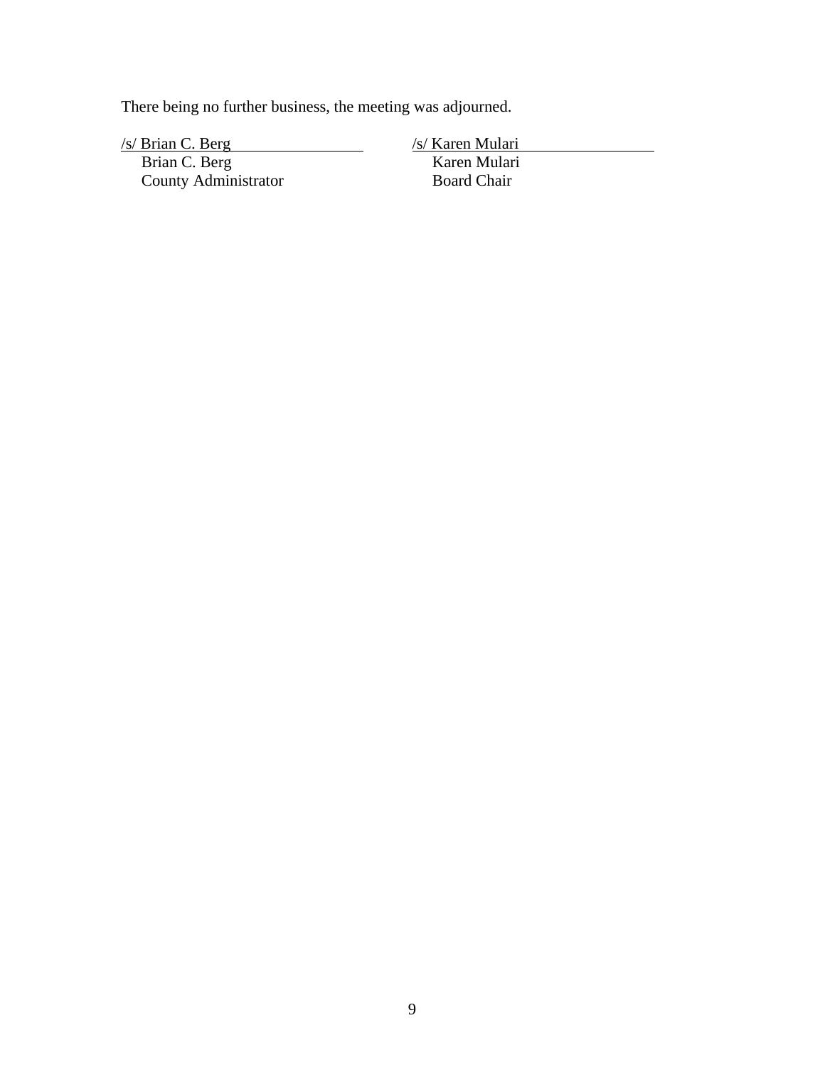There being no further business, the meeting was adjourned.

| | |
|---|---|
| /s/ Brian C. Berg | /s/ Karen Mulari |
| Brian C. Berg | Karen Mulari |
| County Administrator | Board Chair |